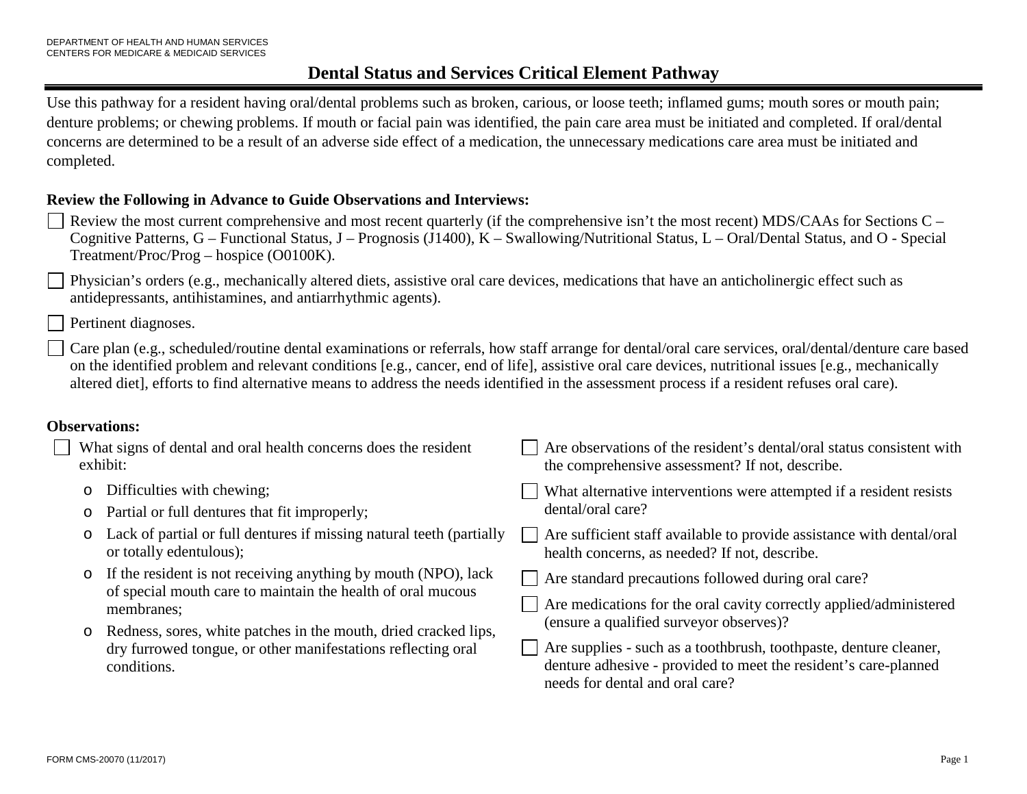DEPARTMENT OF HEALTH AND HUMAN SERVICES
CENTERS FOR MEDICARE & MEDICAID SERVICES

# Dental Status and Services Critical Element Pathway

Use this pathway for a resident having oral/dental problems such as broken, carious, or loose teeth; inflamed gums; mouth sores or mouth pain; denture problems; or chewing problems. If mouth or facial pain was identified, the pain care area must be initiated and completed. If oral/dental concerns are determined to be a result of an adverse side effect of a medication, the unnecessary medications care area must be initiated and completed.

**Review the Following in Advance to Guide Observations and Interviews:**

- ☐ Review the most current comprehensive and most recent quarterly (if the comprehensive isn't the most recent) MDS/CAAs for Sections C – Cognitive Patterns, G – Functional Status, J – Prognosis (J1400), K – Swallowing/Nutritional Status, L – Oral/Dental Status, and O - Special Treatment/Proc/Prog – hospice (O0100K).
- ☐ Physician's orders (e.g., mechanically altered diets, assistive oral care devices, medications that have an anticholinergic effect such as antidepressants, antihistamines, and antiarrhythmic agents).
- ☐ Pertinent diagnoses.
- ☐ Care plan (e.g., scheduled/routine dental examinations or referrals, how staff arrange for dental/oral care services, oral/dental/denture care based on the identified problem and relevant conditions [e.g., cancer, end of life], assistive oral care devices, nutritional issues [e.g., mechanically altered diet], efforts to find alternative means to address the needs identified in the assessment process if a resident refuses oral care).

**Observations:**

- ☐ What signs of dental and oral health concerns does the resident exhibit:
  - Difficulties with chewing;
  - Partial or full dentures that fit improperly;
  - Lack of partial or full dentures if missing natural teeth (partially or totally edentulous);
  - If the resident is not receiving anything by mouth (NPO), lack of special mouth care to maintain the health of oral mucous membranes;
  - Redness, sores, white patches in the mouth, dried cracked lips, dry furrowed tongue, or other manifestations reflecting oral conditions.
- ☐ Are observations of the resident's dental/oral status consistent with the comprehensive assessment? If not, describe.
- ☐ What alternative interventions were attempted if a resident resists dental/oral care?
- ☐ Are sufficient staff available to provide assistance with dental/oral health concerns, as needed? If not, describe.
- ☐ Are standard precautions followed during oral care?
- ☐ Are medications for the oral cavity correctly applied/administered (ensure a qualified surveyor observes)?
- ☐ Are supplies - such as a toothbrush, toothpaste, denture cleaner, denture adhesive - provided to meet the resident's care-planned needs for dental and oral care?

FORM CMS-20070 (11/2017)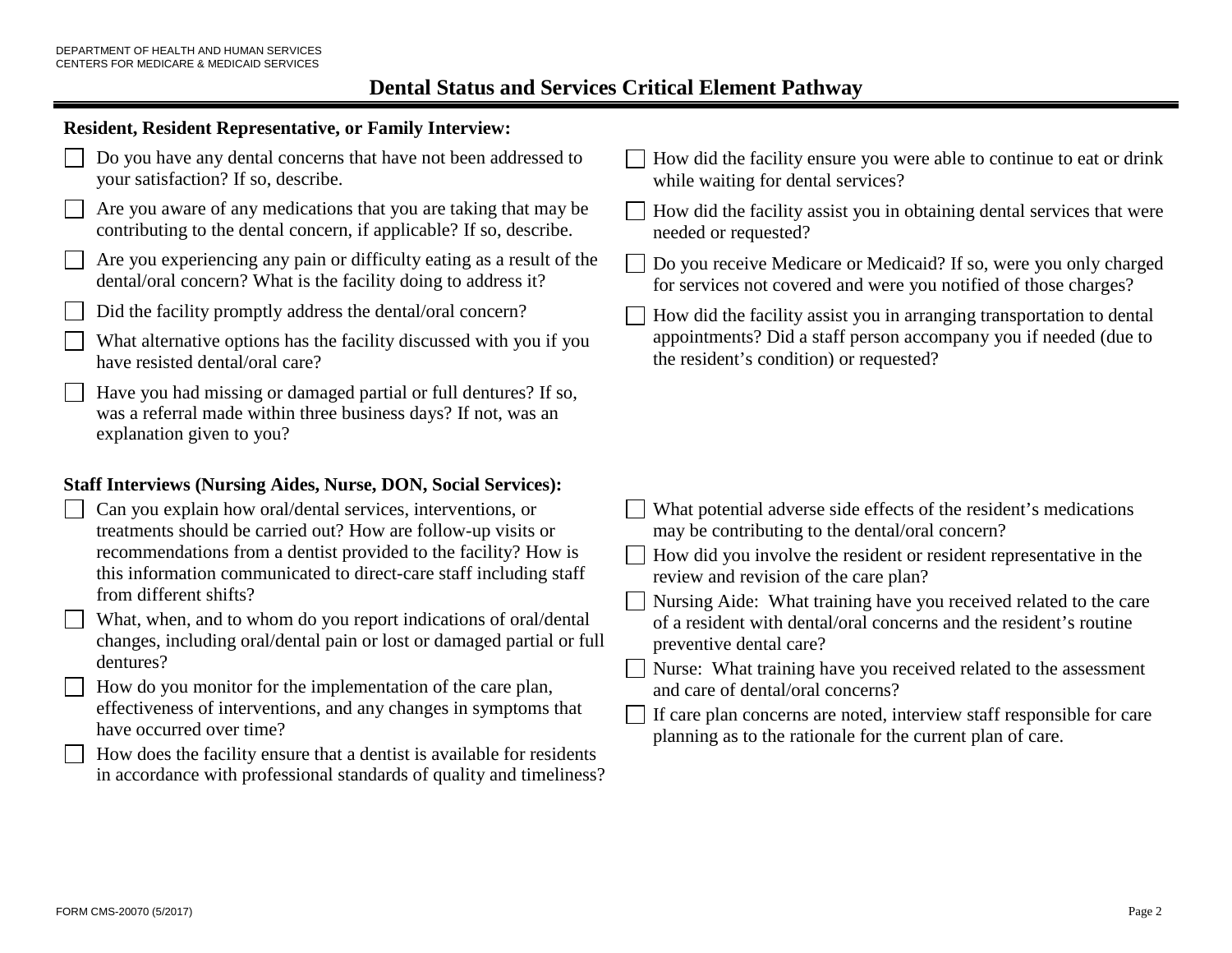# Dental Status and Services Critical Element Pathway

**Resident, Resident Representative, or Family Interview:**

- ☐ Do you have any dental concerns that have not been addressed to your satisfaction? If so, describe.
- ☐ Are you aware of any medications that you are taking that may be contributing to the dental concern, if applicable? If so, describe.
- ☐ Are you experiencing any pain or difficulty eating as a result of the dental/oral concern? What is the facility doing to address it?
- ☐ Did the facility promptly address the dental/oral concern?
- ☐ What alternative options has the facility discussed with you if you have resisted dental/oral care?
- ☐ Have you had missing or damaged partial or full dentures? If so, was a referral made within three business days? If not, was an explanation given to you?
- ☐ How did the facility ensure you were able to continue to eat or drink while waiting for dental services?
- ☐ How did the facility assist you in obtaining dental services that were needed or requested?
- ☐ Do you receive Medicare or Medicaid? If so, were you only charged for services not covered and were you notified of those charges?
- ☐ How did the facility assist you in arranging transportation to dental appointments? Did a staff person accompany you if needed (due to the resident's condition) or requested?

**Staff Interviews (Nursing Aides, Nurse, DON, Social Services):**

- ☐ Can you explain how oral/dental services, interventions, or treatments should be carried out? How are follow-up visits or recommendations from a dentist provided to the facility? How is this information communicated to direct-care staff including staff from different shifts?
- ☐ What, when, and to whom do you report indications of oral/dental changes, including oral/dental pain or lost or damaged partial or full dentures?
- ☐ How do you monitor for the implementation of the care plan, effectiveness of interventions, and any changes in symptoms that have occurred over time?
- ☐ How does the facility ensure that a dentist is available for residents in accordance with professional standards of quality and timeliness?
- ☐ What potential adverse side effects of the resident's medications may be contributing to the dental/oral concern?
- ☐ How did you involve the resident or resident representative in the review and revision of the care plan?
- ☐ Nursing Aide: What training have you received related to the care of a resident with dental/oral concerns and the resident's routine preventive dental care?
- ☐ Nurse: What training have you received related to the assessment and care of dental/oral concerns?
- ☐ If care plan concerns are noted, interview staff responsible for care planning as to the rationale for the current plan of care.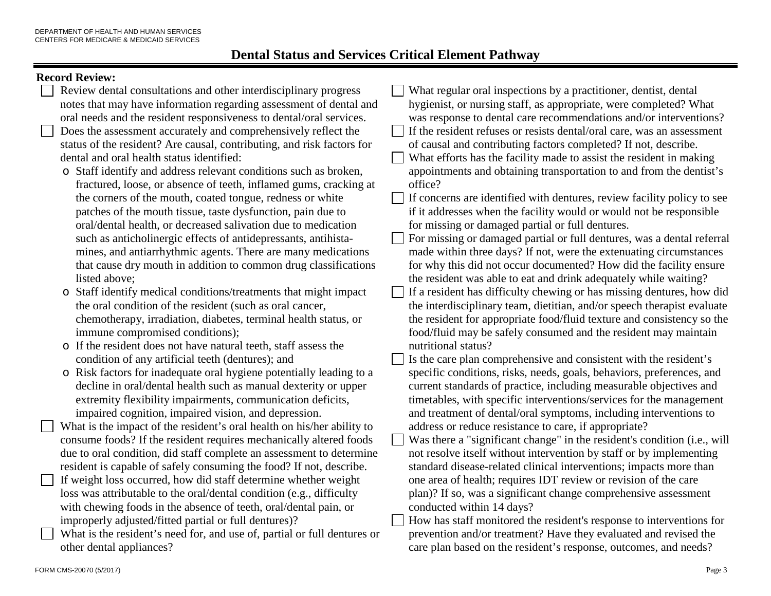DEPARTMENT OF HEALTH AND HUMAN SERVICES
CENTERS FOR MEDICARE & MEDICAID SERVICES

## Dental Status and Services Critical Element Pathway

**Record Review:**

- ☐ Review dental consultations and other interdisciplinary progress notes that may have information regarding assessment of dental and oral needs and the resident responsiveness to dental/oral services.
- ☐ Does the assessment accurately and comprehensively reflect the status of the resident? Are causal, contributing, and risk factors for dental and oral health status identified:
  - Staff identify and address relevant conditions such as broken, fractured, loose, or absence of teeth, inflamed gums, cracking at the corners of the mouth, coated tongue, redness or white patches of the mouth tissue, taste dysfunction, pain due to oral/dental health, or decreased salivation due to medication such as anticholinergic effects of antidepressants, antihistamines, and antiarrhythmic agents. There are many medications that cause dry mouth in addition to common drug classifications listed above;
  - Staff identify medical conditions/treatments that might impact the oral condition of the resident (such as oral cancer, chemotherapy, irradiation, diabetes, terminal health status, or immune compromised conditions);
  - If the resident does not have natural teeth, staff assess the condition of any artificial teeth (dentures); and
  - Risk factors for inadequate oral hygiene potentially leading to a decline in oral/dental health such as manual dexterity or upper extremity flexibility impairments, communication deficits, impaired cognition, impaired vision, and depression.
- ☐ What is the impact of the resident's oral health on his/her ability to consume foods? If the resident requires mechanically altered foods due to oral condition, did staff complete an assessment to determine resident is capable of safely consuming the food? If not, describe.
- ☐ If weight loss occurred, how did staff determine whether weight loss was attributable to the oral/dental condition (e.g., difficulty with chewing foods in the absence of teeth, oral/dental pain, or improperly adjusted/fitted partial or full dentures)?
- ☐ What is the resident's need for, and use of, partial or full dentures or other dental appliances?
- ☐ What regular oral inspections by a practitioner, dentist, dental hygienist, or nursing staff, as appropriate, were completed? What was response to dental care recommendations and/or interventions?
- ☐ If the resident refuses or resists dental/oral care, was an assessment of causal and contributing factors completed? If not, describe.
- ☐ What efforts has the facility made to assist the resident in making appointments and obtaining transportation to and from the dentist's office?
- ☐ If concerns are identified with dentures, review facility policy to see if it addresses when the facility would or would not be responsible for missing or damaged partial or full dentures.
- ☐ For missing or damaged partial or full dentures, was a dental referral made within three days? If not, were the extenuating circumstances for why this did not occur documented? How did the facility ensure the resident was able to eat and drink adequately while waiting?
- ☐ If a resident has difficulty chewing or has missing dentures, how did the interdisciplinary team, dietitian, and/or speech therapist evaluate the resident for appropriate food/fluid texture and consistency so the food/fluid may be safely consumed and the resident may maintain nutritional status?
- ☐ Is the care plan comprehensive and consistent with the resident's specific conditions, risks, needs, goals, behaviors, preferences, and current standards of practice, including measurable objectives and timetables, with specific interventions/services for the management and treatment of dental/oral symptoms, including interventions to address or reduce resistance to care, if appropriate?
- ☐ Was there a "significant change" in the resident's condition (i.e., will not resolve itself without intervention by staff or by implementing standard disease-related clinical interventions; impacts more than one area of health; requires IDT review or revision of the care plan)? If so, was a significant change comprehensive assessment conducted within 14 days?
- ☐ How has staff monitored the resident's response to interventions for prevention and/or treatment? Have they evaluated and revised the care plan based on the resident's response, outcomes, and needs?

FORM CMS-20070 (5/2017)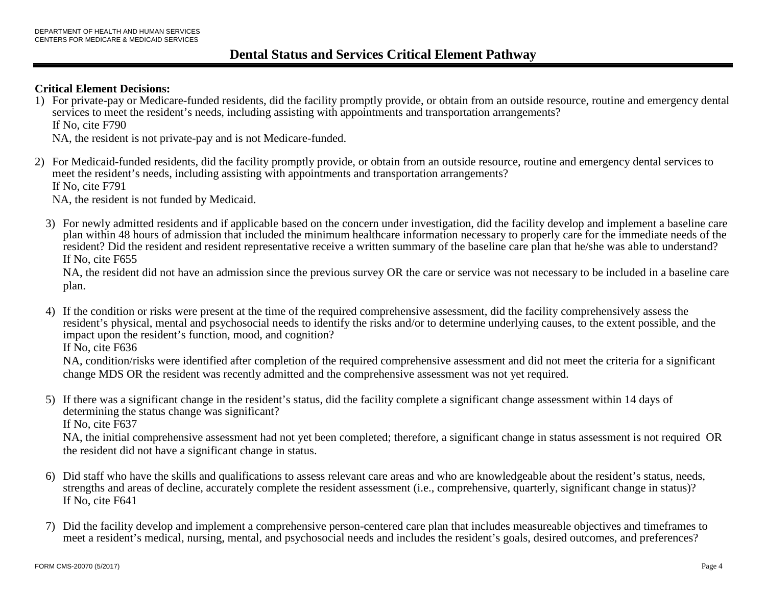# Dental Status and Services Critical Element Pathway

**Critical Element Decisions:**

1) For private-pay or Medicare-funded residents, did the facility promptly provide, or obtain from an outside resource, routine and emergency dental services to meet the resident's needs, including assisting with appointments and transportation arrangements?
   If No, cite F790
   NA, the resident is not private-pay and is not Medicare-funded.

2) For Medicaid-funded residents, did the facility promptly provide, or obtain from an outside resource, routine and emergency dental services to meet the resident's needs, including assisting with appointments and transportation arrangements?
   If No, cite F791
   NA, the resident is not funded by Medicaid.

3) For newly admitted residents and if applicable based on the concern under investigation, did the facility develop and implement a baseline care plan within 48 hours of admission that included the minimum healthcare information necessary to properly care for the immediate needs of the resident? Did the resident and resident representative receive a written summary of the baseline care plan that he/she was able to understand?
   If No, cite F655
   NA, the resident did not have an admission since the previous survey OR the care or service was not necessary to be included in a baseline care plan.

4) If the condition or risks were present at the time of the required comprehensive assessment, did the facility comprehensively assess the resident's physical, mental and psychosocial needs to identify the risks and/or to determine underlying causes, to the extent possible, and the impact upon the resident's function, mood, and cognition?
   If No, cite F636
   NA, condition/risks were identified after completion of the required comprehensive assessment and did not meet the criteria for a significant change MDS OR the resident was recently admitted and the comprehensive assessment was not yet required.

5) If there was a significant change in the resident's status, did the facility complete a significant change assessment within 14 days of determining the status change was significant?
   If No, cite F637
   NA, the initial comprehensive assessment had not yet been completed; therefore, a significant change in status assessment is not required OR the resident did not have a significant change in status.

6) Did staff who have the skills and qualifications to assess relevant care areas and who are knowledgeable about the resident's status, needs, strengths and areas of decline, accurately complete the resident assessment (i.e., comprehensive, quarterly, significant change in status)?
   If No, cite F641

7) Did the facility develop and implement a comprehensive person-centered care plan that includes measureable objectives and timeframes to meet a resident's medical, nursing, mental, and psychosocial needs and includes the resident's goals, desired outcomes, and preferences?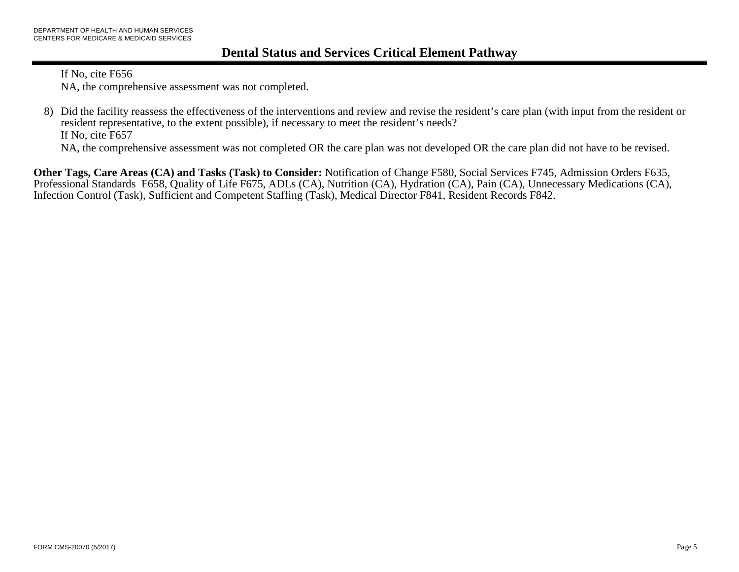If No, cite F656

NA, the comprehensive assessment was not completed.

8) Did the facility reassess the effectiveness of the interventions and review and revise the resident's care plan (with input from the resident or resident representative, to the extent possible), if necessary to meet the resident's needs?

   If No, cite F657

   NA, the comprehensive assessment was not completed OR the care plan was not developed OR the care plan did not have to be revised.

**Other Tags, Care Areas (CA) and Tasks (Task) to Consider:** Notification of Change F580, Social Services F745, Admission Orders F635, Professional Standards F658, Quality of Life F675, ADLs (CA), Nutrition (CA), Hydration (CA), Pain (CA), Unnecessary Medications (CA), Infection Control (Task), Sufficient and Competent Staffing (Task), Medical Director F841, Resident Records F842.